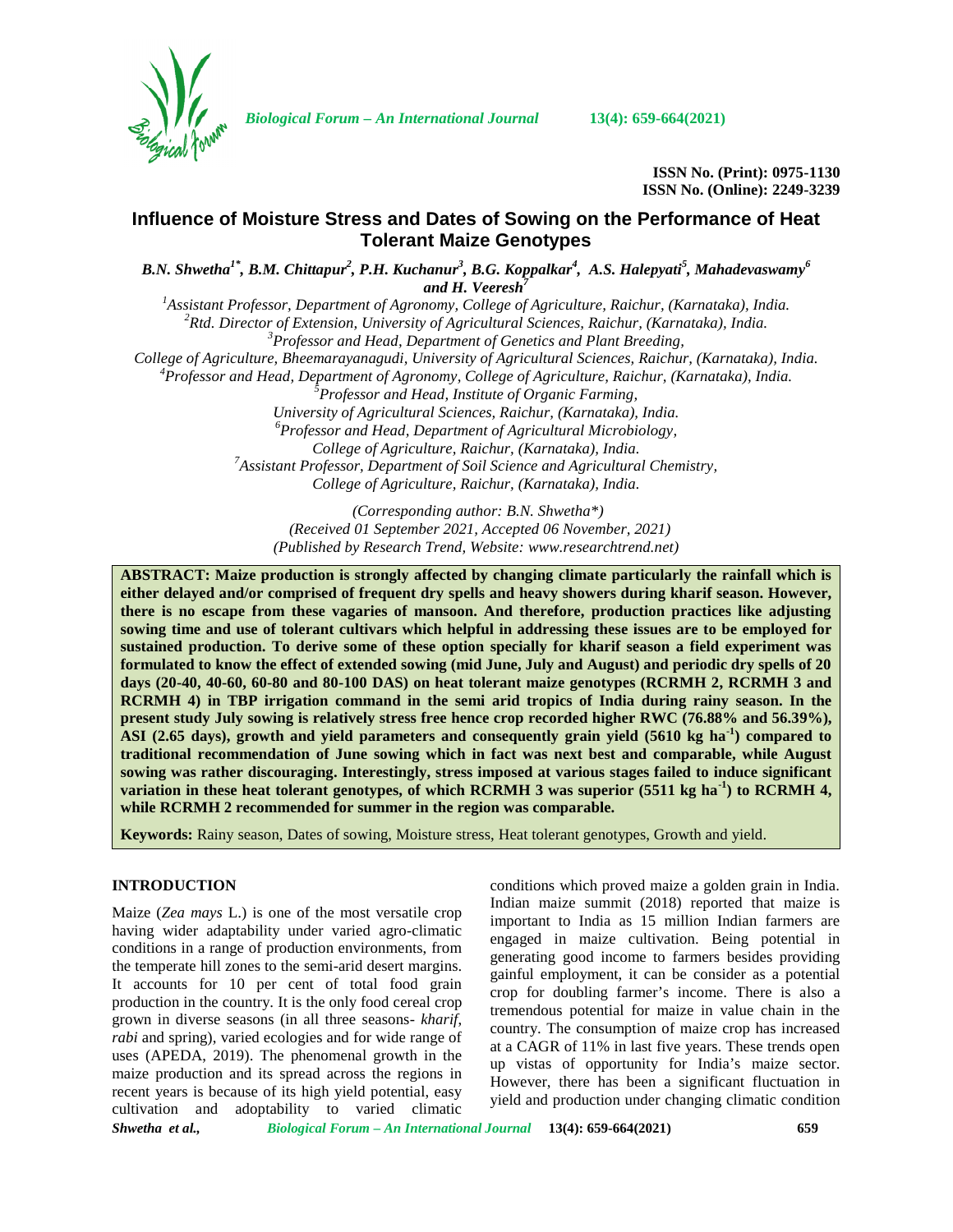ISSN No. (Print): 0975-1130
ISSN No. (Online): 2249-3239

# Influence of Moisture Stress and Dates of Sowing on the Performance of Heat Tolerant Maize Genotypes

**B.N. Shwetha[1*], B.M. Chittapur[2], P.H. Kuchanur[3], B.G. Koppalkar[4], A.S. Halepyati[5], Mahadevaswamy[6] and H. Veeresh[7]**

[1]Assistant Professor, Department of Agronomy, College of Agriculture, Raichur, (Karnataka), India.
[2]Rtd. Director of Extension, University of Agricultural Sciences, Raichur, (Karnataka), India.
[3]Professor and Head, Department of Genetics and Plant Breeding, College of Agriculture, Bheemarayanagudi, University of Agricultural Sciences, Raichur, (Karnataka), India.
[4]Professor and Head, Department of Agronomy, College of Agriculture, Raichur, (Karnataka), India.
[5]Professor and Head, Institute of Organic Farming, University of Agricultural Sciences, Raichur, (Karnataka), India.
[6]Professor and Head, Department of Agricultural Microbiology, College of Agriculture, Raichur, (Karnataka), India.
[7]Assistant Professor, Department of Soil Science and Agricultural Chemistry, College of Agriculture, Raichur, (Karnataka), India.

*(Corresponding author: B.N. Shwetha\*)*
*(Received 01 September 2021, Accepted 06 November, 2021)*
*(Published by Research Trend, Website: www.researchtrend.net)*

**ABSTRACT: Maize production is strongly affected by changing climate particularly the rainfall which is either delayed and/or comprised of frequent dry spells and heavy showers during kharif season. However, there is no escape from these vagaries of mansoon. And therefore, production practices like adjusting sowing time and use of tolerant cultivars which helpful in addressing these issues are to be employed for sustained production. To derive some of these option specially for kharif season a field experiment was formulated to know the effect of extended sowing (mid June, July and August) and periodic dry spells of 20 days (20-40, 40-60, 60-80 and 80-100 DAS) on heat tolerant maize genotypes (RCRMH 2, RCRMH 3 and RCRMH 4) in TBP irrigation command in the semi arid tropics of India during rainy season. In the present study July sowing is relatively stress free hence crop recorded higher RWC (76.88% and 56.39%), ASI (2.65 days), growth and yield parameters and consequently grain yield (5610 kg ha$^{-1}$) compared to traditional recommendation of June sowing which in fact was next best and comparable, while August sowing was rather discouraging. Interestingly, stress imposed at various stages failed to induce significant variation in these heat tolerant genotypes, of which RCRMH 3 was superior (5511 kg ha$^{-1}$) to RCRMH 4, while RCRMH 2 recommended for summer in the region was comparable.**

**Keywords:** Rainy season, Dates of sowing, Moisture stress, Heat tolerant genotypes, Growth and yield.

## INTRODUCTION

Maize (*Zea mays* L.) is one of the most versatile crop having wider adaptability under varied agro-climatic conditions in a range of production environments, from the temperate hill zones to the semi-arid desert margins. It accounts for 10 per cent of total food grain production in the country. It is the only food cereal crop grown in diverse seasons (in all three seasons- *kharif*, *rabi* and spring), varied ecologies and for wide range of uses (APEDA, 2019). The phenomenal growth in the maize production and its spread across the regions in recent years is because of its high yield potential, easy cultivation and adoptability to varied climatic conditions which proved maize a golden grain in India. Indian maize summit (2018) reported that maize is important to India as 15 million Indian farmers are engaged in maize cultivation. Being potential in generating good income to farmers besides providing gainful employment, it can be consider as a potential crop for doubling farmer's income. There is also a tremendous potential for maize in value chain in the country. The consumption of maize crop has increased at a CAGR of 11% in last five years. These trends open up vistas of opportunity for India's maize sector. However, there has been a significant fluctuation in yield and production under changing climatic condition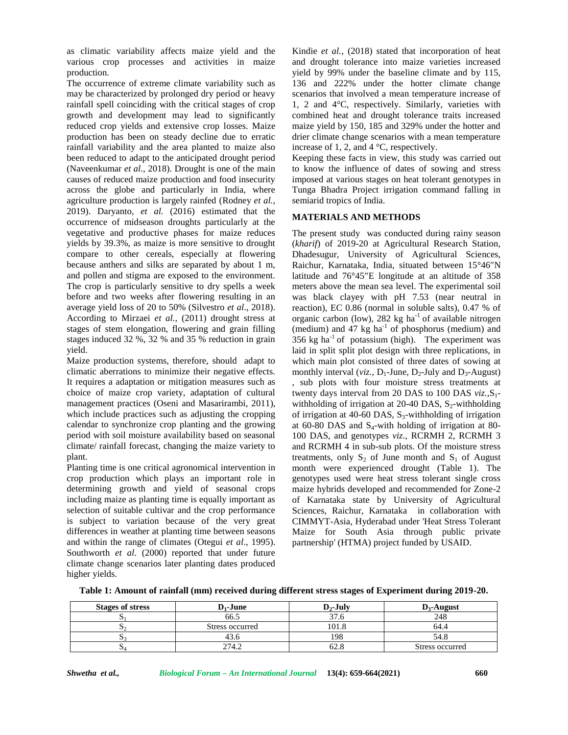as climatic variability affects maize yield and the various crop processes and activities in maize production.

The occurrence of extreme climate variability such as may be characterized by prolonged dry period or heavy rainfall spell coinciding with the critical stages of crop growth and development may lead to significantly reduced crop yields and extensive crop losses. Maize production has been on steady decline due to erratic rainfall variability and the area planted to maize also been reduced to adapt to the anticipated drought period (Naveenkumar *et al.,* 2018). Drought is one of the main causes of reduced maize production and food insecurity across the globe and particularly in India, where agriculture production is largely rainfed (Rodney *et al.,* 2019). Daryanto, *et al.* (2016) estimated that the occurrence of midseason droughts particularly at the vegetative and productive phases for maize reduces yields by 39.3%, as maize is more sensitive to drought compare to other cereals, especially at flowering because anthers and silks are separated by about 1 m, and pollen and stigma are exposed to the environment. The crop is particularly sensitive to dry spells a week before and two weeks after flowering resulting in an average yield loss of 20 to 50% (Silvestro *et al*., 2018). According to Mirzaei *et al.,* (2011) drought stress at stages of stem elongation, flowering and grain filling stages induced 32 %, 32 % and 35 % reduction in grain yield.

Maize production systems, therefore, should adapt to climatic aberrations to minimize their negative effects. It requires a adaptation or mitigation measures such as choice of maize crop variety, adaptation of cultural management practices (Oseni and Masarirambi, 2011), which include practices such as adjusting the cropping calendar to synchronize crop planting and the growing period with soil moisture availability based on seasonal climate/ rainfall forecast, changing the maize variety to plant.

Planting time is one critical agronomical intervention in crop production which plays an important role in determining growth and yield of seasonal crops including maize as planting time is equally important as selection of suitable cultivar and the crop performance is subject to variation because of the very great differences in weather at planting time between seasons and within the range of climates (Otegui *et al*., 1995). Southworth *et al*. (2000) reported that under future climate change scenarios later planting dates produced higher yields.

Kindie *et al.,* (2018) stated that incorporation of heat and drought tolerance into maize varieties increased yield by 99% under the baseline climate and by 115, 136 and 222% under the hotter climate change scenarios that involved a mean temperature increase of 1, 2 and 4°C, respectively. Similarly, varieties with combined heat and drought tolerance traits increased maize yield by 150, 185 and 329% under the hotter and drier climate change scenarios with a mean temperature increase of 1, 2, and 4 °C, respectively.

Keeping these facts in view, this study was carried out to know the influence of dates of sowing and stress imposed at various stages on heat tolerant genotypes in Tunga Bhadra Project irrigation command falling in semiarid tropics of India.

## MATERIALS AND METHODS

The present study was conducted during rainy season (*kharif*) of 2019-20 at Agricultural Research Station, Dhadesugur, University of Agricultural Sciences, Raichur, Karnataka, India, situated between 15°46″N latitude and 76°45″E longitude at an altitude of 358 meters above the mean sea level. The experimental soil was black clayey with pH 7.53 (near neutral in reaction), EC 0.86 (normal in soluble salts), 0.47 % of organic carbon (low), 282 kg ha$^{-1}$ of available nitrogen (medium) and 47 kg ha$^{-1}$ of phosphorus (medium) and 356 kg ha$^{-1}$ of potassium (high). The experiment was laid in split split plot design with three replications, in which main plot consisted of three dates of sowing at monthly interval (*viz.,* $D_1$-June, $D_2$-July and $D_3$-August) , sub plots with four moisture stress treatments at twenty days interval from 20 DAS to 100 DAS *viz.,*$S_1$-withholding of irrigation at 20-40 DAS, $S_2$-withholding of irrigation at 40-60 DAS, $S_3$-withholding of irrigation at 60-80 DAS and $S_4$-with holding of irrigation at 80-100 DAS, and genotypes *viz*., RCRMH 2, RCRMH 3 and RCRMH 4 in sub-sub plots. Of the moisture stress treatments, only $S_2$ of June month and $S_1$ of August month were experienced drought (Table 1). The genotypes used were heat stress tolerant single cross maize hybrids developed and recommended for Zone-2 of Karnataka state by University of Agricultural Sciences, Raichur, Karnataka in collaboration with CIMMYT-Asia, Hyderabad under 'Heat Stress Tolerant Maize for South Asia through public private partnership' (HTMA) project funded by USAID.

**Table 1: Amount of rainfall (mm) received during different stress stages of Experiment during 2019-20.**

| Stages of stress | $D_1$-June | $D_2$-July | $D_3$-August |
|---|---|---|---|
| $S_1$ | 66.5 | 37.6 | 248 |
| $S_2$ | Stress occurred | 101.8 | 64.4 |
| $S_3$ | 43.6 | 198 | 54.8 |
| $S_4$ | 274.2 | 62.8 | Stress occurred |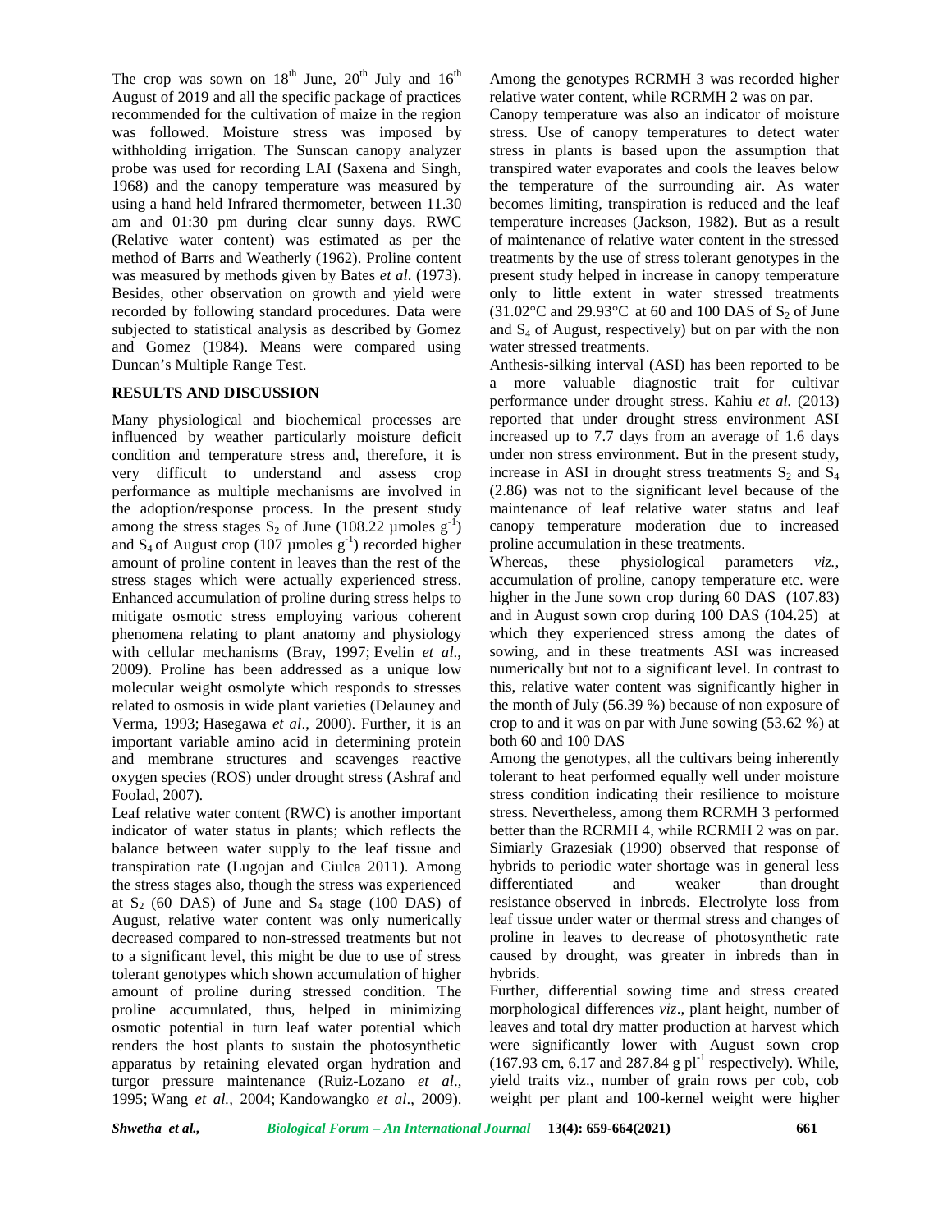The crop was sown on $18^{th}$ June, $20^{th}$ July and $16^{th}$ August of 2019 and all the specific package of practices recommended for the cultivation of maize in the region was followed. Moisture stress was imposed by withholding irrigation. The Sunscan canopy analyzer probe was used for recording LAI (Saxena and Singh, 1968) and the canopy temperature was measured by using a hand held Infrared thermometer, between 11.30 am and 01:30 pm during clear sunny days. RWC (Relative water content) was estimated as per the method of Barrs and Weatherly (1962). Proline content was measured by methods given by Bates *et al*. (1973). Besides, other observation on growth and yield were recorded by following standard procedures. Data were subjected to statistical analysis as described by Gomez and Gomez (1984). Means were compared using Duncan's Multiple Range Test.

## RESULTS AND DISCUSSION

Many physiological and biochemical processes are influenced by weather particularly moisture deficit condition and temperature stress and, therefore, it is very difficult to understand and assess crop performance as multiple mechanisms are involved in the adoption/response process. In the present study among the stress stages $S_2$ of June (108.22 µmoles $g^{-1}$) and $S_4$ of August crop (107 µmoles $g^{-1}$) recorded higher amount of proline content in leaves than the rest of the stress stages which were actually experienced stress. Enhanced accumulation of proline during stress helps to mitigate osmotic stress employing various coherent phenomena relating to plant anatomy and physiology with cellular mechanisms (Bray, 1997; Evelin *et al*., 2009). Proline has been addressed as a unique low molecular weight osmolyte which responds to stresses related to osmosis in wide plant varieties (Delauney and Verma, 1993; Hasegawa *et al*., 2000). Further, it is an important variable amino acid in determining protein and membrane structures and scavenges reactive oxygen species (ROS) under drought stress (Ashraf and Foolad, 2007).

Leaf relative water content (RWC) is another important indicator of water status in plants; which reflects the balance between water supply to the leaf tissue and transpiration rate (Lugojan and Ciulca 2011). Among the stress stages also, though the stress was experienced at $S_2$ (60 DAS) of June and $S_4$ stage (100 DAS) of August, relative water content was only numerically decreased compared to non-stressed treatments but not to a significant level, this might be due to use of stress tolerant genotypes which shown accumulation of higher amount of proline during stressed condition. The proline accumulated, thus, helped in minimizing osmotic potential in turn leaf water potential which renders the host plants to sustain the photosynthetic apparatus by retaining elevated organ hydration and turgor pressure maintenance (Ruiz-Lozano *et al*., 1995; Wang *et al.,* 2004; Kandowangko *et al*., 2009). Among the genotypes RCRMH 3 was recorded higher relative water content, while RCRMH 2 was on par.

Canopy temperature was also an indicator of moisture stress. Use of canopy temperatures to detect water stress in plants is based upon the assumption that transpired water evaporates and cools the leaves below the temperature of the surrounding air. As water becomes limiting, transpiration is reduced and the leaf temperature increases (Jackson, 1982). But as a result of maintenance of relative water content in the stressed treatments by the use of stress tolerant genotypes in the present study helped in increase in canopy temperature only to little extent in water stressed treatments (31.02°C and 29.93°C at 60 and 100 DAS of $S_2$ of June and $S_4$ of August, respectively) but on par with the non water stressed treatments.

Anthesis-silking interval (ASI) has been reported to be a more valuable diagnostic trait for cultivar performance under drought stress. Kahiu *et al.* (2013) reported that under drought stress environment ASI increased up to 7.7 days from an average of 1.6 days under non stress environment. But in the present study, increase in ASI in drought stress treatments $S_2$ and $S_4$ (2.86) was not to the significant level because of the maintenance of leaf relative water status and leaf canopy temperature moderation due to increased proline accumulation in these treatments.

Whereas, these physiological parameters *viz.*, accumulation of proline, canopy temperature etc. were higher in the June sown crop during 60 DAS (107.83) and in August sown crop during 100 DAS (104.25) at which they experienced stress among the dates of sowing, and in these treatments ASI was increased numerically but not to a significant level. In contrast to this, relative water content was significantly higher in the month of July (56.39 %) because of non exposure of crop to and it was on par with June sowing (53.62 %) at both 60 and 100 DAS

Among the genotypes, all the cultivars being inherently tolerant to heat performed equally well under moisture stress condition indicating their resilience to moisture stress. Nevertheless, among them RCRMH 3 performed better than the RCRMH 4, while RCRMH 2 was on par. Simiarly Grazesiak (1990) observed that response of hybrids to periodic water shortage was in general less differentiated and weaker than drought resistance observed in inbreds. Electrolyte loss from leaf tissue under water or thermal stress and changes of proline in leaves to decrease of photosynthetic rate caused by drought, was greater in inbreds than in hybrids.

Further, differential sowing time and stress created morphological differences *viz*., plant height, number of leaves and total dry matter production at harvest which were significantly lower with August sown crop (167.93 cm, 6.17 and 287.84 g $pl^{-1}$ respectively). While, yield traits viz., number of grain rows per cob, cob weight per plant and 100-kernel weight were higher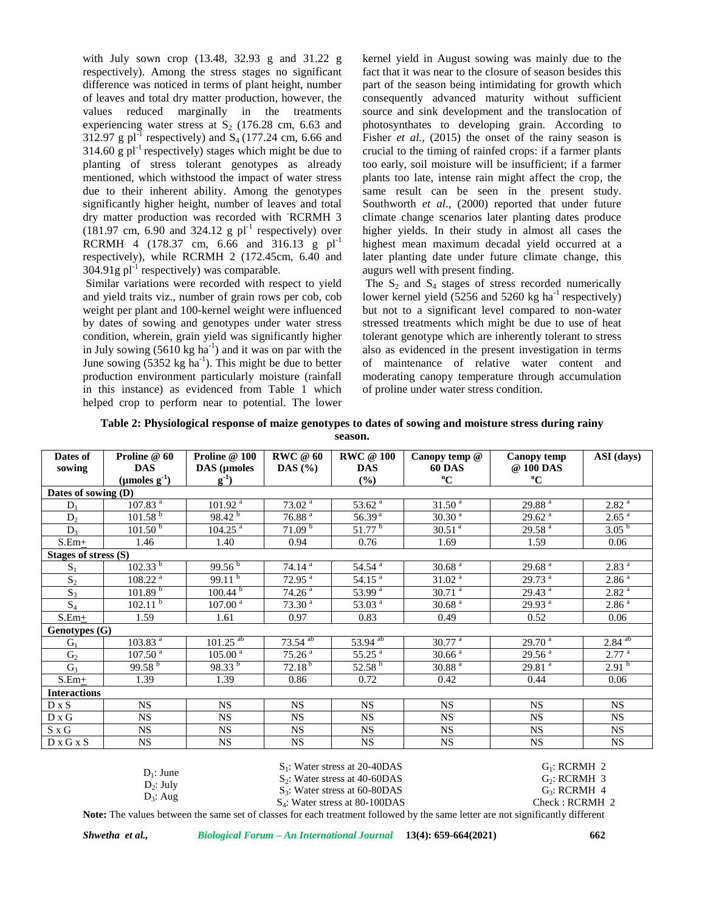with July sown crop (13.48, 32.93 g and 31.22 g respectively). Among the stress stages no significant difference was noticed in terms of plant height, number of leaves and total dry matter production, however, the values reduced marginally in the treatments experiencing water stress at $S_2$ (176.28 cm, 6.63 and 312.97 g $pl^{-1}$ respectively) and $S_4$ (177.24 cm, 6.66 and 314.60 g $pl^{-1}$ respectively) stages which might be due to planting of stress tolerant genotypes as already mentioned, which withstood the impact of water stress due to their inherent ability. Among the genotypes significantly higher height, number of leaves and total dry matter production was recorded with RCRMH 3 (181.97 cm, 6.90 and 324.12 g $pl^{-1}$ respectively) over RCRMH 4 (178.37 cm, 6.66 and 316.13 g $pl^{-1}$ respectively), while RCRMH 2 (172.45cm, 6.40 and 304.91g $pl^{-1}$ respectively) was comparable.

Similar variations were recorded with respect to yield and yield traits viz., number of grain rows per cob, cob weight per plant and 100-kernel weight were influenced by dates of sowing and genotypes under water stress condition, wherein, grain yield was significantly higher in July sowing (5610 kg $ha^{-1}$) and it was on par with the June sowing (5352 kg $ha^{-1}$). This might be due to better production environment particularly moisture (rainfall in this instance) as evidenced from Table 1 which helped crop to perform near to potential. The lower kernel yield in August sowing was mainly due to the fact that it was near to the closure of season besides this part of the season being intimidating for growth which consequently advanced maturity without sufficient source and sink development and the translocation of photosynthates to developing grain. According to Fisher *et al.,* (2015) the onset of the rainy season is crucial to the timing of rainfed crops: if a farmer plants too early, soil moisture will be insufficient; if a farmer plants too late, intense rain might affect the crop, the same result can be seen in the present study. Southworth *et al*., (2000) reported that under future climate change scenarios later planting dates produce higher yields. In their study in almost all cases the highest mean maximum decadal yield occurred at a later planting date under future climate change, this augurs well with present finding.

The $S_2$ and $S_4$ stages of stress recorded numerically lower kernel yield (5256 and 5260 kg $ha^{-1}$ respectively) but not to a significant level compared to non-water stressed treatments which might be due to use of heat tolerant genotype which are inherently tolerant to stress also as evidenced in the present investigation in terms of maintenance of relative water content and moderating canopy temperature through accumulation of proline under water stress condition.

**Table 2: Physiological response of maize genotypes to dates of sowing and moisture stress during rainy season.**

| Dates of sowing | Proline @ 60 DAS (µmoles $g^{-1}$) | Proline @ 100 DAS (µmoles $g^{-1}$) | RWC @ 60 DAS (%) | RWC @ 100 DAS (%) | Canopy temp @ 60 DAS °C | Canopy temp @ 100 DAS °C | ASI (days) |
|---|---|---|---|---|---|---|---|
| **Dates of sowing (D)** | | | | | | | |
| $D_1$ | 107.83 $^a$ | 101.92 $^a$ | 73.02 $^a$ | 53.62 $^a$ | 31.50 $^a$ | 29.88 $^a$ | 2.82 $^a$ |
| $D_2$ | 101.58 $^b$ | 98.42 $^b$ | 76.88 $^a$ | 56.39 $^a$ | 30.30 $^a$ | 29.62 $^a$ | 2.65 $^a$ |
| $D_3$ | 101.50 $^b$ | 104.25 $^a$ | 71.09 $^b$ | 51.77 $^b$ | 30.51 $^a$ | 29.58 $^a$ | 3.05 $^b$ |
| S.Em± | 1.46 | 1.40 | 0.94 | 0.76 | 1.69 | 1.59 | 0.06 |
| **Stages of stress (S)** | | | | | | | |
| $S_1$ | 102.33 $^b$ | 99.56 $^b$ | 74.14 $^a$ | 54.54 $^a$ | 30.68 $^a$ | 29.68 $^a$ | 2.83 $^a$ |
| $S_2$ | 108.22 $^a$ | 99.11 $^b$ | 72.95 $^a$ | 54.15 $^a$ | 31.02 $^a$ | 29.73 $^a$ | 2.86 $^a$ |
| $S_3$ | 101.89 $^b$ | 100.44 $^b$ | 74.26 $^a$ | 53.99 $^a$ | 30.71 $^a$ | 29.43 $^a$ | 2.82 $^a$ |
| $S_4$ | 102.11 $^b$ | 107.00 $^a$ | 73.30 $^a$ | 53.03 $^a$ | 30.68 $^a$ | 29.93 $^a$ | 2.86 $^a$ |
| S.Em± | 1.59 | 1.61 | 0.97 | 0.83 | 0.49 | 0.52 | 0.06 |
| **Genotypes (G)** | | | | | | | |
| $G_1$ | 103.83 $^a$ | 101.25 $^{ab}$ | 73.54 $^{ab}$ | 53.94 $^{ab}$ | 30.77 $^a$ | 29.70 $^a$ | 2.84 $^{ab}$ |
| $G_2$ | 107.50 $^a$ | 105.00 $^a$ | 75.26 $^a$ | 55.25 $^a$ | 30.66 $^a$ | 29.56 $^a$ | 2.77 $^a$ |
| $G_3$ | 99.58 $^b$ | 98.33 $^b$ | 72.18 $^b$ | 52.58 $^b$ | 30.88 $^a$ | 29.81 $^a$ | 2.91 $^b$ |
| S.Em± | 1.39 | 1.39 | 0.86 | 0.72 | 0.42 | 0.44 | 0.06 |
| **Interactions** | | | | | | | |
| D x S | NS | NS | NS | NS | NS | NS | NS |
| D x G | NS | NS | NS | NS | NS | NS | NS |
| S x G | NS | NS | NS | NS | NS | NS | NS |
| D x G x S | NS | NS | NS | NS | NS | NS | NS |

$D_1$: June
$D_2$: July
$D_3$: Aug

$S_1$: Water stress at 20-40DAS
$S_2$: Water stress at 40-60DAS
$S_3$: Water stress at 60-80DAS
$S_4$: Water stress at 80-100DAS

$G_1$: RCRMH 2
$G_2$: RCRMH 3
$G_3$: RCRMH 4
Check : RCRMH 2

**Note:** The values between the same set of classes for each treatment followed by the same letter are not significantly different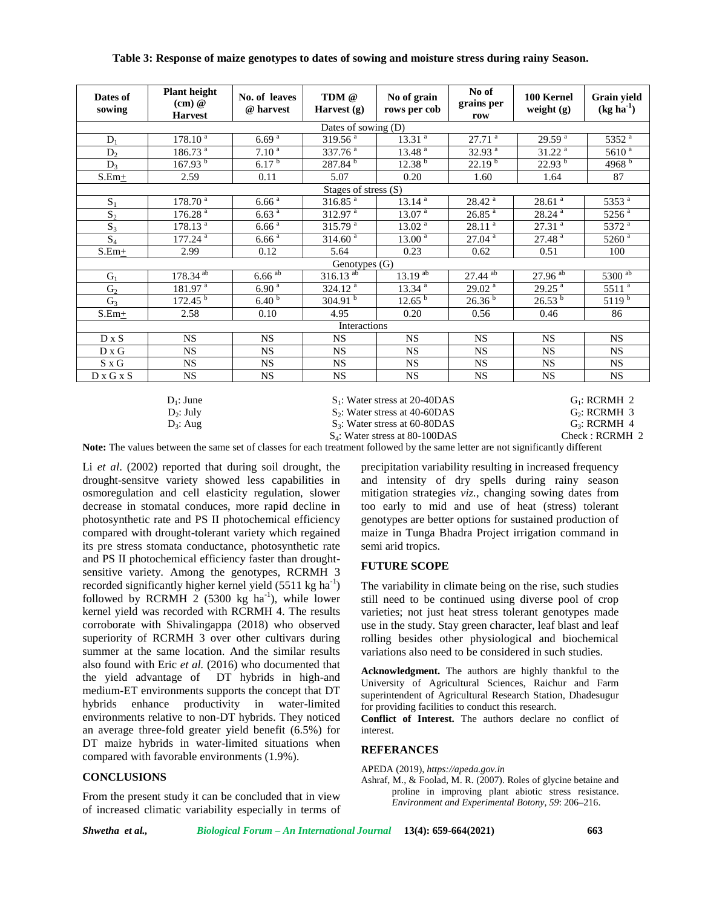**Table 3: Response of maize genotypes to dates of sowing and moisture stress during rainy Season.**

| Dates of sowing | Plant height (cm) @ Harvest | No. of leaves @ harvest | TDM @ Harvest (g) | No of grain rows per cob | No of grains per row | 100 Kernel weight (g) | Grain yield (kg $ha^{-1}$) |
|---|---|---|---|---|---|---|---|
| Dates of sowing (D) | | | | | | | |
| $D_1$ | 178.10 $^a$ | 6.69 $^a$ | 319.56 $^a$ | 13.31 $^a$ | 27.71 $^a$ | 29.59 $^a$ | 5352 $^a$ |
| $D_2$ | 186.73 $^a$ | 7.10 $^a$ | 337.76 $^a$ | 13.48 $^a$ | 32.93 $^a$ | 31.22 $^a$ | 5610 $^a$ |
| $D_3$ | 167.93 $^b$ | 6.17 $^b$ | 287.84 $^b$ | 12.38 $^b$ | 22.19 $^b$ | 22.93 $^b$ | 4968 $^b$ |
| S.Em± | 2.59 | 0.11 | 5.07 | 0.20 | 1.60 | 1.64 | 87 |
| Stages of stress (S) | | | | | | | |
| $S_1$ | 178.70 $^a$ | 6.66 $^a$ | 316.85 $^a$ | 13.14 $^a$ | 28.42 $^a$ | 28.61 $^a$ | 5353 $^a$ |
| $S_2$ | 176.28 $^a$ | 6.63 $^a$ | 312.97 $^a$ | 13.07 $^a$ | 26.85 $^a$ | 28.24 $^a$ | 5256 $^a$ |
| $S_3$ | 178.13 $^a$ | 6.66 $^a$ | 315.79 $^a$ | 13.02 $^a$ | 28.11 $^a$ | 27.31 $^a$ | 5372 $^a$ |
| $S_4$ | 177.24 $^a$ | 6.66 $^a$ | 314.60 $^a$ | 13.00 $^a$ | 27.04 $^a$ | 27.48 $^a$ | 5260 $^a$ |
| S.Em± | 2.99 | 0.12 | 5.64 | 0.23 | 0.62 | 0.51 | 100 |
| Genotypes (G) | | | | | | | |
| $G_1$ | 178.34 $^{ab}$ | 6.66 $^{ab}$ | 316.13 $^{ab}$ | 13.19 $^{ab}$ | 27.44 $^{ab}$ | 27.96 $^{ab}$ | 5300 $^{ab}$ |
| $G_2$ | 181.97 $^a$ | 6.90 $^a$ | 324.12 $^a$ | 13.34 $^a$ | 29.02 $^a$ | 29.25 $^a$ | 5511 $^a$ |
| $G_3$ | 172.45 $^b$ | 6.40 $^b$ | 304.91 $^b$ | 12.65 $^b$ | 26.36 $^b$ | 26.53 $^b$ | 5119 $^b$ |
| S.Em± | 2.58 | 0.10 | 4.95 | 0.20 | 0.56 | 0.46 | 86 |
| Interactions | | | | | | | |
| D x S | NS | NS | NS | NS | NS | NS | NS |
| D x G | NS | NS | NS | NS | NS | NS | NS |
| S x G | NS | NS | NS | NS | NS | NS | NS |
| D x G x S | NS | NS | NS | NS | NS | NS | NS |

$D_1$: June; $D_2$: July; $D_3$: Aug

$S_1$: Water stress at 20-40DAS; $S_2$: Water stress at 40-60DAS; $S_3$: Water stress at 60-80DAS; $S_4$: Water stress at 80-100DAS

$G_1$: RCRMH 2; $G_2$: RCRMH 3; $G_3$: RCRMH 4; Check : RCRMH 2

**Note:** The values between the same set of classes for each treatment followed by the same letter are not significantly different

Li *et al*. (2002) reported that during soil drought, the drought-sensitve variety showed less capabilities in osmoregulation and cell elasticity regulation, slower decrease in stomatal conduces, more rapid decline in photosynthetic rate and PS II photochemical efficiency compared with drought-tolerant variety which regained its pre stress stomata conductance, photosynthetic rate and PS II photochemical efficiency faster than drought-sensitive variety. Among the genotypes, RCRMH 3 recorded significantly higher kernel yield (5511 kg $ha^{-1}$) followed by RCRMH 2 (5300 kg $ha^{-1}$), while lower kernel yield was recorded with RCRMH 4. The results corroborate with Shivalingappa (2018) who observed superiority of RCRMH 3 over other cultivars during summer at the same location. And the similar results also found with Eric *et al.* (2016) who documented that the yield advantage of DT hybrids in high-and medium-ET environments supports the concept that DT hybrids enhance productivity in water-limited environments relative to non-DT hybrids. They noticed an average three-fold greater yield benefit (6.5%) for DT maize hybrids in water-limited situations when compared with favorable environments (1.9%).

## CONCLUSIONS

From the present study it can be concluded that in view of increased climatic variability especially in terms of precipitation variability resulting in increased frequency and intensity of dry spells during rainy season mitigation strategies *viz.,* changing sowing dates from too early to mid and use of heat (stress) tolerant genotypes are better options for sustained production of maize in Tunga Bhadra Project irrigation command in semi arid tropics.

## FUTURE SCOPE

The variability in climate being on the rise, such studies still need to be continued using diverse pool of crop varieties; not just heat stress tolerant genotypes made use in the study. Stay green character, leaf blast and leaf rolling besides other physiological and biochemical variations also need to be considered in such studies.

**Acknowledgment.** The authors are highly thankful to the University of Agricultural Sciences, Raichur and Farm superintendent of Agricultural Research Station, Dhadesugur for providing facilities to conduct this research.

**Conflict of Interest.** The authors declare no conflict of interest.

## REFERANCES

APEDA (2019), *https://apeda.gov.in*

Ashraf, M., & Foolad, M. R. (2007). Roles of glycine betaine and proline in improving plant abiotic stress resistance. *Environment and Experimental Botony*, *59*: 206–216.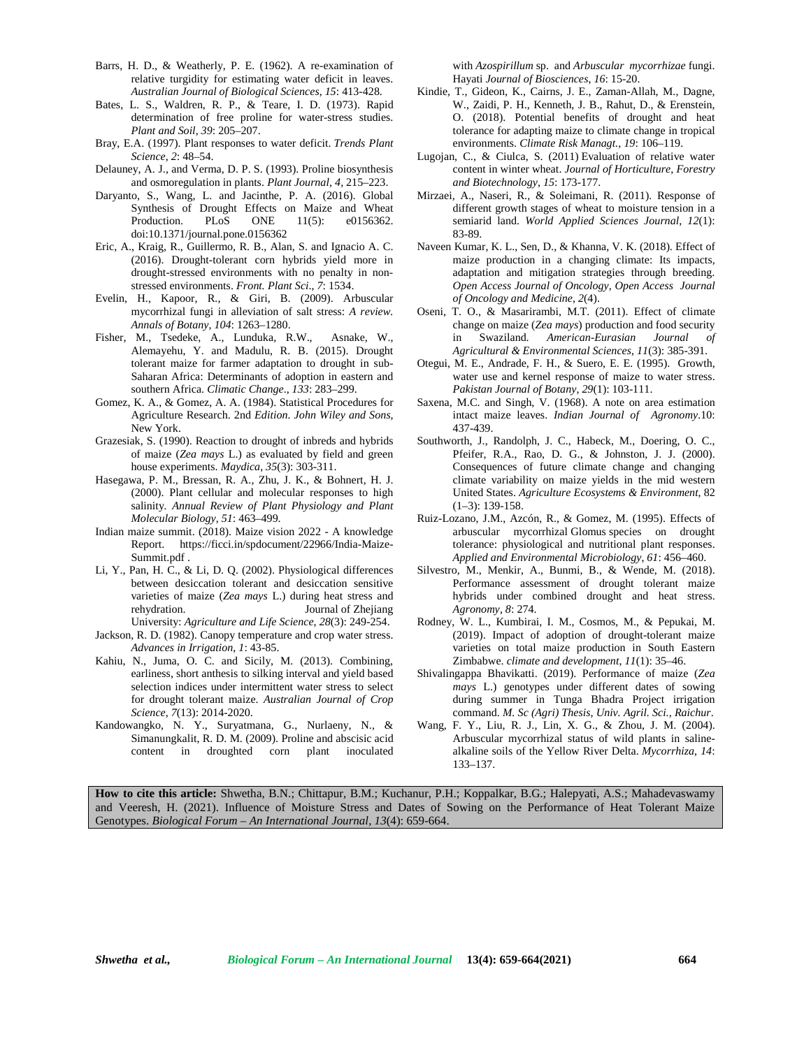Barrs, H. D., & Weatherly, P. E. (1962). A re-examination of relative turgidity for estimating water deficit in leaves. *Australian Journal of Biological Sciences*, *15*: 413-428.

Bates, L. S., Waldren, R. P., & Teare, I. D. (1973). Rapid determination of free proline for water-stress studies. *Plant and Soil*, *39*: 205–207.

Bray, E.A. (1997). Plant responses to water deficit. *Trends Plant Science, 2*: 48–54.

Delauney, A. J., and Verma, D. P. S. (1993). Proline biosynthesis and osmoregulation in plants. *Plant Journal, 4*, 215–223.

Daryanto, S., Wang, L. and Jacinthe, P. A. (2016). Global Synthesis of Drought Effects on Maize and Wheat Production. PLoS ONE 11(5): e0156362. doi:10.1371/journal.pone.0156362

Eric, A., Kraig, R., Guillermo, R. B., Alan, S. and Ignacio A. C. (2016). Drought-tolerant corn hybrids yield more in drought-stressed environments with no penalty in non-stressed environments. *Front. Plant Sci*., *7*: 1534.

Evelin, H., Kapoor, R., & Giri, B. (2009). Arbuscular mycorrhizal fungi in alleviation of salt stress: *A review. Annals of Botany, 104*: 1263–1280.

Fisher, M., Tsedeke, A., Lunduka, R.W., Asnake, W., Alemayehu, Y. and Madulu, R. B. (2015). Drought tolerant maize for farmer adaptation to drought in sub-Saharan Africa: Determinants of adoption in eastern and southern Africa. *Climatic Change*., *133*: 283–299.

Gomez, K. A., & Gomez, A. A. (1984). Statistical Procedures for Agriculture Research. 2nd *Edition. John Wiley and Sons*, New York.

Grazesiak, S. (1990). Reaction to drought of inbreds and hybrids of maize (*Zea mays* L.) as evaluated by field and green house experiments. *Maydica*, *35*(3): 303-311.

Hasegawa, P. M., Bressan, R. A., Zhu, J. K., & Bohnert, H. J. (2000). Plant cellular and molecular responses to high salinity. *Annual Review of Plant Physiology and Plant Molecular Biology, 51*: 463–499.

Indian maize summit. (2018). Maize vision 2022 - A knowledge Report. https://ficci.in/spdocument/22966/India-Maize-Summit.pdf .

Li, Y., Pan, H. C., & Li, D. Q. (2002). Physiological differences between desiccation tolerant and desiccation sensitive varieties of maize (*Zea mays* L.) during heat stress and rehydration. Journal of Zhejiang University: *Agriculture and Life Science*, *28*(3): 249-254.

Jackson, R. D. (1982). Canopy temperature and crop water stress. *Advances in Irrigation*, *1*: 43-85.

Kahiu, N., Juma, O. C. and Sicily, M. (2013). Combining, earliness, short anthesis to silking interval and yield based selection indices under intermittent water stress to select for drought tolerant maize. *Australian Journal of Crop Science, 7*(13): 2014-2020.

Kandowangko, N. Y., Suryatmana, G., Nurlaeny, N., & Simanungkalit, R. D. M. (2009). Proline and abscisic acid content in droughted corn plant inoculated with *Azospirillum* sp. and *Arbuscular mycorrhizae* fungi. Hayati *Journal of Biosciences*, *16*: 15-20.

Kindie, T., Gideon, K., Cairns, J. E., Zaman-Allah, M., Dagne, W., Zaidi, P. H., Kenneth, J. B., Rahut, D., & Erenstein, O. (2018). Potential benefits of drought and heat tolerance for adapting maize to climate change in tropical environments. *Climate Risk Managt.*, *19*: 106–119.

Lugojan, C., & Ciulca, S. (2011) Evaluation of relative water content in winter wheat. *Journal of Horticulture, Forestry and Biotechnology*, *15*: 173-177.

Mirzaei, A., Naseri, R., & Soleimani, R. (2011). Response of different growth stages of wheat to moisture tension in a semiarid land. *World Applied Sciences Journal*, *12*(1): 83-89.

Naveen Kumar, K. L., Sen, D., & Khanna, V. K. (2018). Effect of maize production in a changing climate: Its impacts, adaptation and mitigation strategies through breeding. *Open Access Journal of Oncology, Open Access Journal of Oncology and Medicine*, *2*(4).

Oseni, T. O., & Masarirambi, M.T. (2011). Effect of climate change on maize (*Zea mays*) production and food security in Swaziland. *American-Eurasian Journal of Agricultural & Environmental Sciences*, *11*(3): 385-391.

Otegui, M. E., Andrade, F. H., & Suero, E. E. (1995). Growth, water use and kernel response of maize to water stress. *Pakistan Journal of Botany*, *29*(1): 103-111.

Saxena, M.C. and Singh, V. (1968). A note on area estimation intact maize leaves. *Indian Journal of Agronomy*.10: 437-439.

Southworth, J., Randolph, J. C., Habeck, M., Doering, O. C., Pfeifer, R.A., Rao, D. G., & Johnston, J. J. (2000). Consequences of future climate change and changing climate variability on maize yields in the mid western United States. *Agriculture Ecosystems & Environment,* 82 (1–3): 139-158.

Ruiz-Lozano, J.M., Azcón, R., & Gomez, M. (1995). Effects of arbuscular mycorrhizal Glomus species on drought tolerance: physiological and nutritional plant responses. *Applied and Environmental Microbiology, 61*: 456–460.

Silvestro, M., Menkir, A., Bunmi, B., & Wende, M. (2018). Performance assessment of drought tolerant maize hybrids under combined drought and heat stress. *Agronomy*, *8*: 274.

Rodney, W. L., Kumbirai, I. M., Cosmos, M., & Pepukai, M. (2019). Impact of adoption of drought-tolerant maize varieties on total maize production in South Eastern Zimbabwe. *climate and development*, *11*(1): 35–46.

Shivalingappa Bhavikatti. (2019). Performance of maize (*Zea mays* L.) genotypes under different dates of sowing during summer in Tunga Bhadra Project irrigation command. *M. Sc (Agri) Thesis, Univ. Agril. Sci., Raichur*.

Wang, F. Y., Liu, R. J., Lin, X. G., & Zhou, J. M. (2004). Arbuscular mycorrhizal status of wild plants in saline-alkaline soils of the Yellow River Delta. *Mycorrhiza*, *14*: 133–137.

**How to cite this article:** Shwetha, B.N.; Chittapur, B.M.; Kuchanur, P.H.; Koppalkar, B.G.; Halepyati, A.S.; Mahadevaswamy and Veeresh, H. (2021). Influence of Moisture Stress and Dates of Sowing on the Performance of Heat Tolerant Maize Genotypes. *Biological Forum – An International Journal*, *13*(4): 659-664.